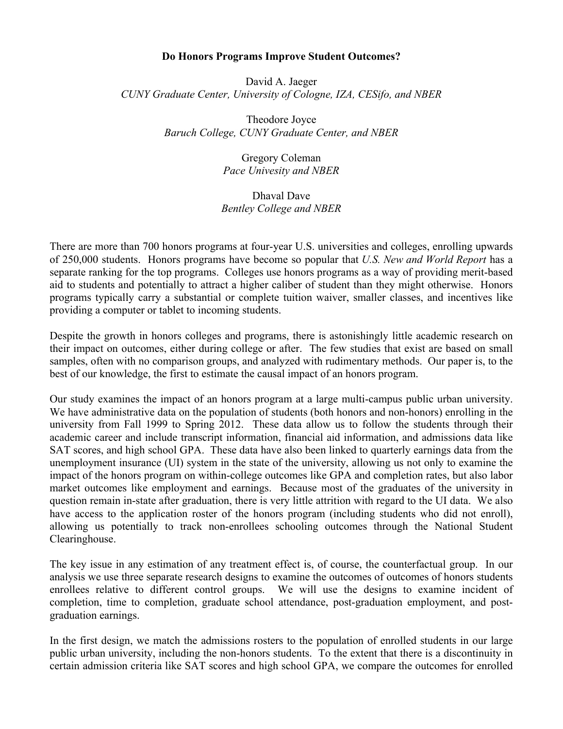**Do Honors Programs Improve Student Outcomes?**

David A. Jaeger
*CUNY Graduate Center, University of Cologne, IZA, CESifo, and NBER*

Theodore Joyce
*Baruch College, CUNY Graduate Center, and NBER*

Gregory Coleman
*Pace Univesity and NBER*

Dhaval Dave
*Bentley College and NBER*

There are more than 700 honors programs at four-year U.S. universities and colleges, enrolling upwards of 250,000 students. Honors programs have become so popular that *U.S. New and World Report* has a separate ranking for the top programs. Colleges use honors programs as a way of providing merit-based aid to students and potentially to attract a higher caliber of student than they might otherwise. Honors programs typically carry a substantial or complete tuition waiver, smaller classes, and incentives like providing a computer or tablet to incoming students.

Despite the growth in honors colleges and programs, there is astonishingly little academic research on their impact on outcomes, either during college or after. The few studies that exist are based on small samples, often with no comparison groups, and analyzed with rudimentary methods. Our paper is, to the best of our knowledge, the first to estimate the causal impact of an honors program.

Our study examines the impact of an honors program at a large multi-campus public urban university. We have administrative data on the population of students (both honors and non-honors) enrolling in the university from Fall 1999 to Spring 2012. These data allow us to follow the students through their academic career and include transcript information, financial aid information, and admissions data like SAT scores, and high school GPA. These data have also been linked to quarterly earnings data from the unemployment insurance (UI) system in the state of the university, allowing us not only to examine the impact of the honors program on within-college outcomes like GPA and completion rates, but also labor market outcomes like employment and earnings. Because most of the graduates of the university in question remain in-state after graduation, there is very little attrition with regard to the UI data. We also have access to the application roster of the honors program (including students who did not enroll), allowing us potentially to track non-enrollees schooling outcomes through the National Student Clearinghouse.

The key issue in any estimation of any treatment effect is, of course, the counterfactual group. In our analysis we use three separate research designs to examine the outcomes of outcomes of honors students enrollees relative to different control groups. We will use the designs to examine incident of completion, time to completion, graduate school attendance, post-graduation employment, and post-graduation earnings.

In the first design, we match the admissions rosters to the population of enrolled students in our large public urban university, including the non-honors students. To the extent that there is a discontinuity in certain admission criteria like SAT scores and high school GPA, we compare the outcomes for enrolled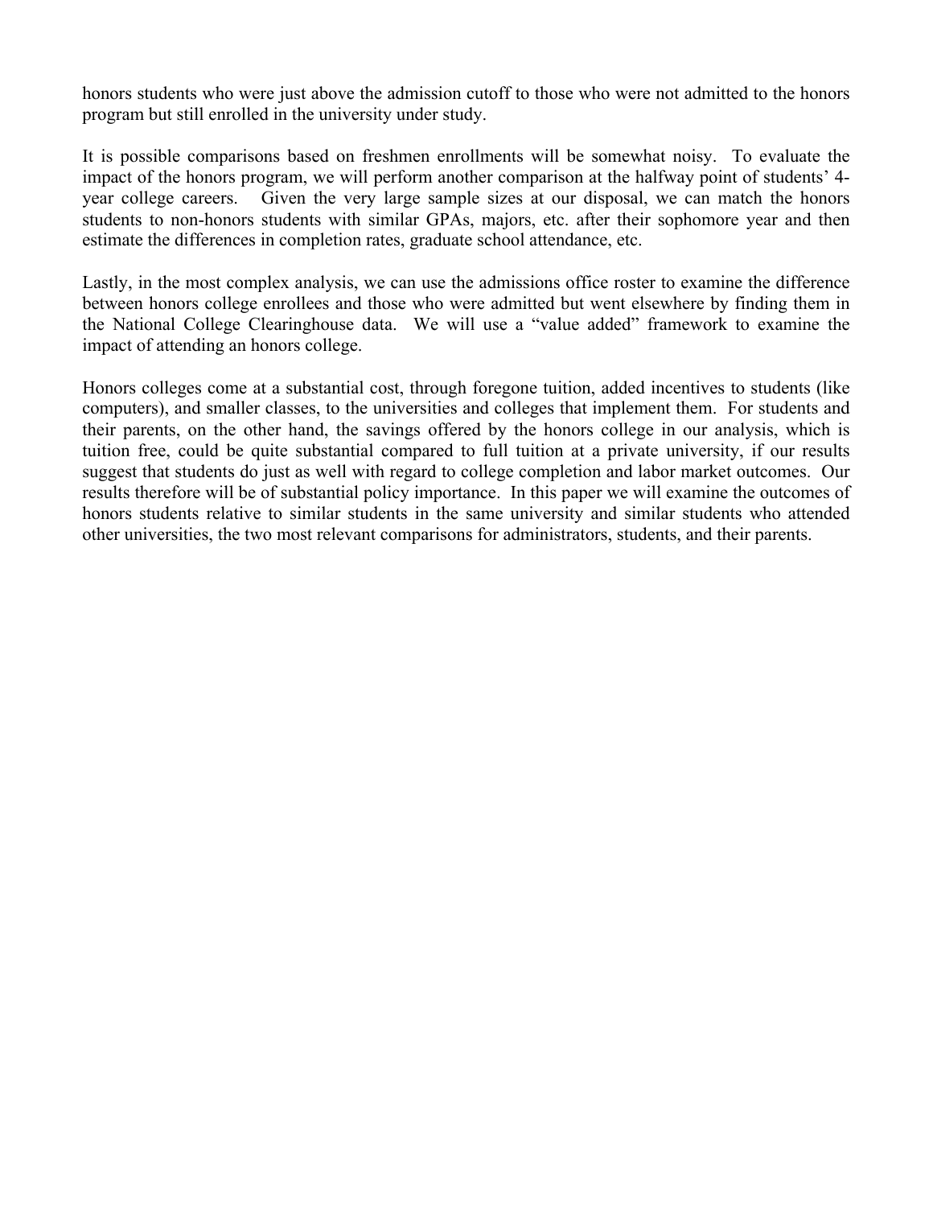honors students who were just above the admission cutoff to those who were not admitted to the honors program but still enrolled in the university under study.

It is possible comparisons based on freshmen enrollments will be somewhat noisy. To evaluate the impact of the honors program, we will perform another comparison at the halfway point of students' 4-year college careers. Given the very large sample sizes at our disposal, we can match the honors students to non-honors students with similar GPAs, majors, etc. after their sophomore year and then estimate the differences in completion rates, graduate school attendance, etc.

Lastly, in the most complex analysis, we can use the admissions office roster to examine the difference between honors college enrollees and those who were admitted but went elsewhere by finding them in the National College Clearinghouse data. We will use a "value added" framework to examine the impact of attending an honors college.

Honors colleges come at a substantial cost, through foregone tuition, added incentives to students (like computers), and smaller classes, to the universities and colleges that implement them. For students and their parents, on the other hand, the savings offered by the honors college in our analysis, which is tuition free, could be quite substantial compared to full tuition at a private university, if our results suggest that students do just as well with regard to college completion and labor market outcomes. Our results therefore will be of substantial policy importance. In this paper we will examine the outcomes of honors students relative to similar students in the same university and similar students who attended other universities, the two most relevant comparisons for administrators, students, and their parents.